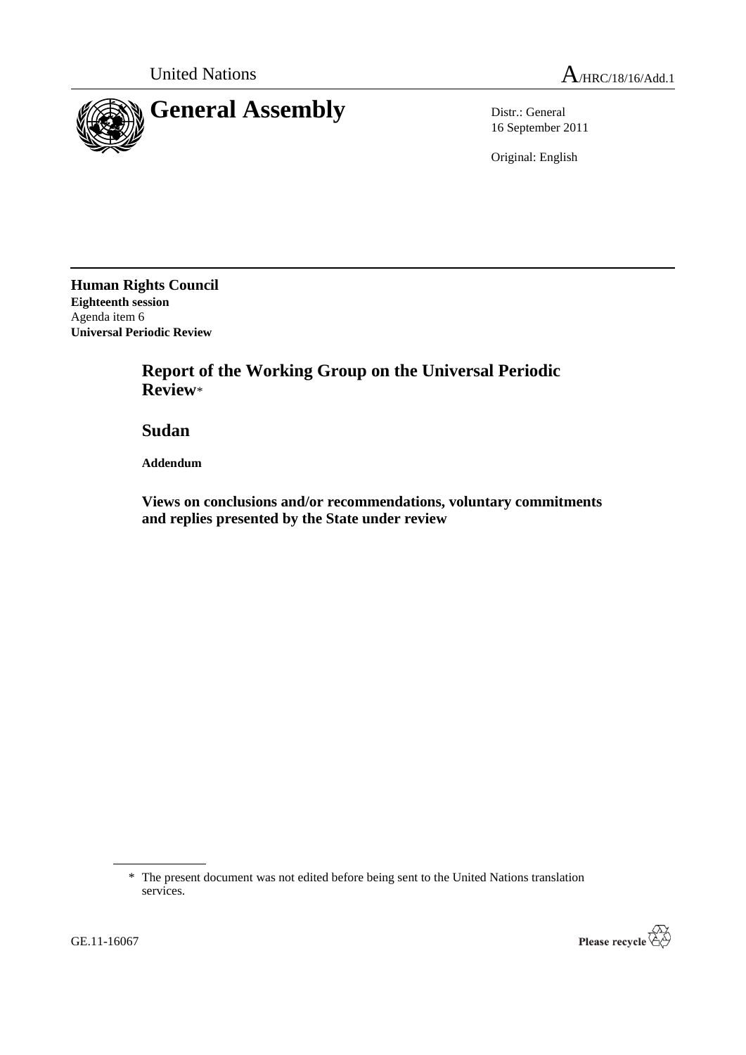United Nations A/HRC/18/16/Add.1

# General Assembly

Distr.: General
16 September 2011

Original: English

**Human Rights Council**
**Eighteenth session**
Agenda item 6
**Universal Periodic Review**

## Report of the Working Group on the Universal Periodic Review*

## Sudan

**Addendum**

### Views on conclusions and/or recommendations, voluntary commitments and replies presented by the State under review

\* The present document was not edited before being sent to the United Nations translation services.

GE.11-16067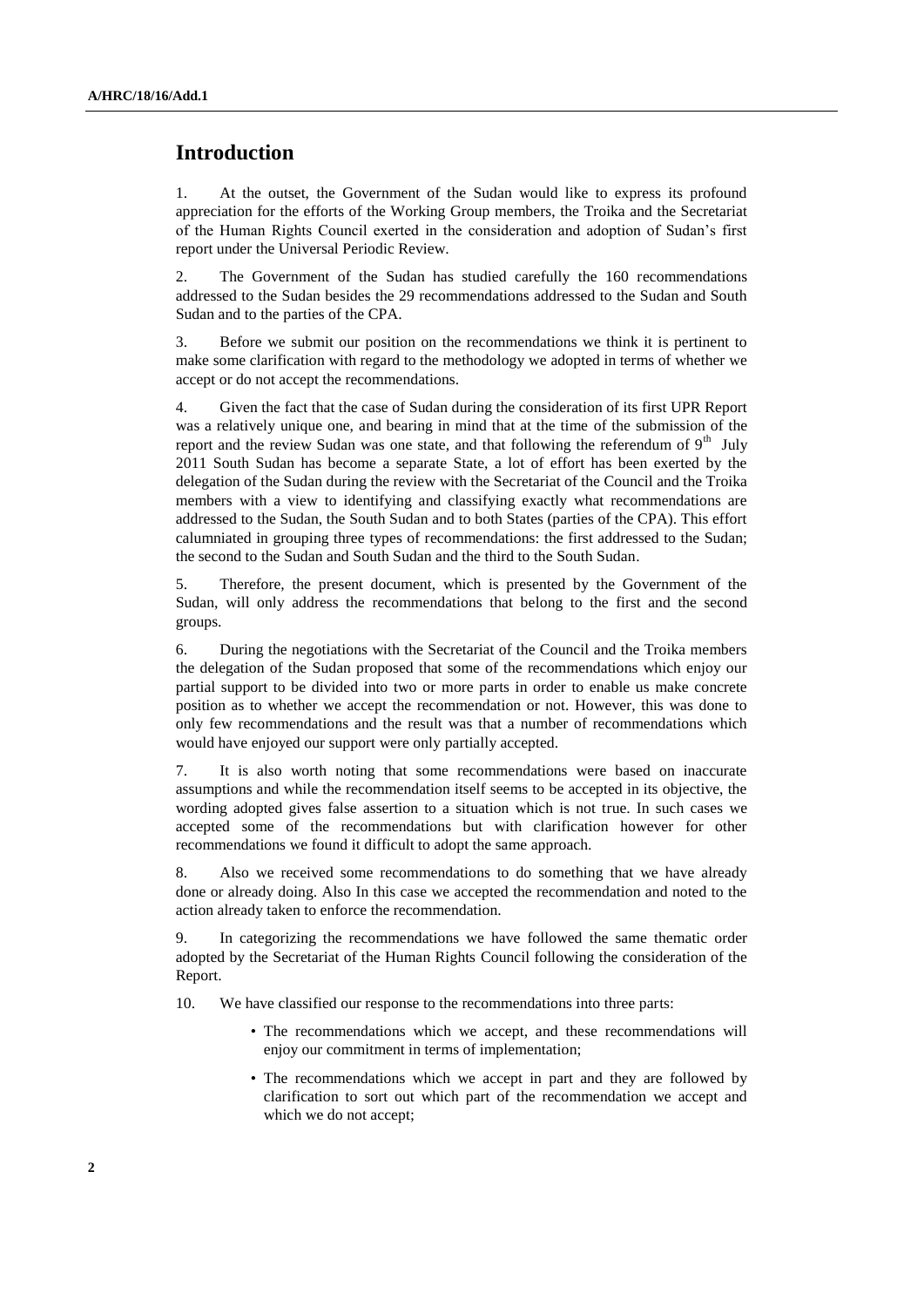# Introduction

1. At the outset, the Government of the Sudan would like to express its profound appreciation for the efforts of the Working Group members, the Troika and the Secretariat of the Human Rights Council exerted in the consideration and adoption of Sudan's first report under the Universal Periodic Review.

2. The Government of the Sudan has studied carefully the 160 recommendations addressed to the Sudan besides the 29 recommendations addressed to the Sudan and South Sudan and to the parties of the CPA.

3. Before we submit our position on the recommendations we think it is pertinent to make some clarification with regard to the methodology we adopted in terms of whether we accept or do not accept the recommendations.

4. Given the fact that the case of Sudan during the consideration of its first UPR Report was a relatively unique one, and bearing in mind that at the time of the submission of the report and the review Sudan was one state, and that following the referendum of 9th July 2011 South Sudan has become a separate State, a lot of effort has been exerted by the delegation of the Sudan during the review with the Secretariat of the Council and the Troika members with a view to identifying and classifying exactly what recommendations are addressed to the Sudan, the South Sudan and to both States (parties of the CPA). This effort calumniated in grouping three types of recommendations: the first addressed to the Sudan; the second to the Sudan and South Sudan and the third to the South Sudan.

5. Therefore, the present document, which is presented by the Government of the Sudan, will only address the recommendations that belong to the first and the second groups.

6. During the negotiations with the Secretariat of the Council and the Troika members the delegation of the Sudan proposed that some of the recommendations which enjoy our partial support to be divided into two or more parts in order to enable us make concrete position as to whether we accept the recommendation or not. However, this was done to only few recommendations and the result was that a number of recommendations which would have enjoyed our support were only partially accepted.

7. It is also worth noting that some recommendations were based on inaccurate assumptions and while the recommendation itself seems to be accepted in its objective, the wording adopted gives false assertion to a situation which is not true. In such cases we accepted some of the recommendations but with clarification however for other recommendations we found it difficult to adopt the same approach.

8. Also we received some recommendations to do something that we have already done or already doing. Also In this case we accepted the recommendation and noted to the action already taken to enforce the recommendation.

9. In categorizing the recommendations we have followed the same thematic order adopted by the Secretariat of the Human Rights Council following the consideration of the Report.

10. We have classified our response to the recommendations into three parts:

- The recommendations which we accept, and these recommendations will enjoy our commitment in terms of implementation;
- The recommendations which we accept in part and they are followed by clarification to sort out which part of the recommendation we accept and which we do not accept;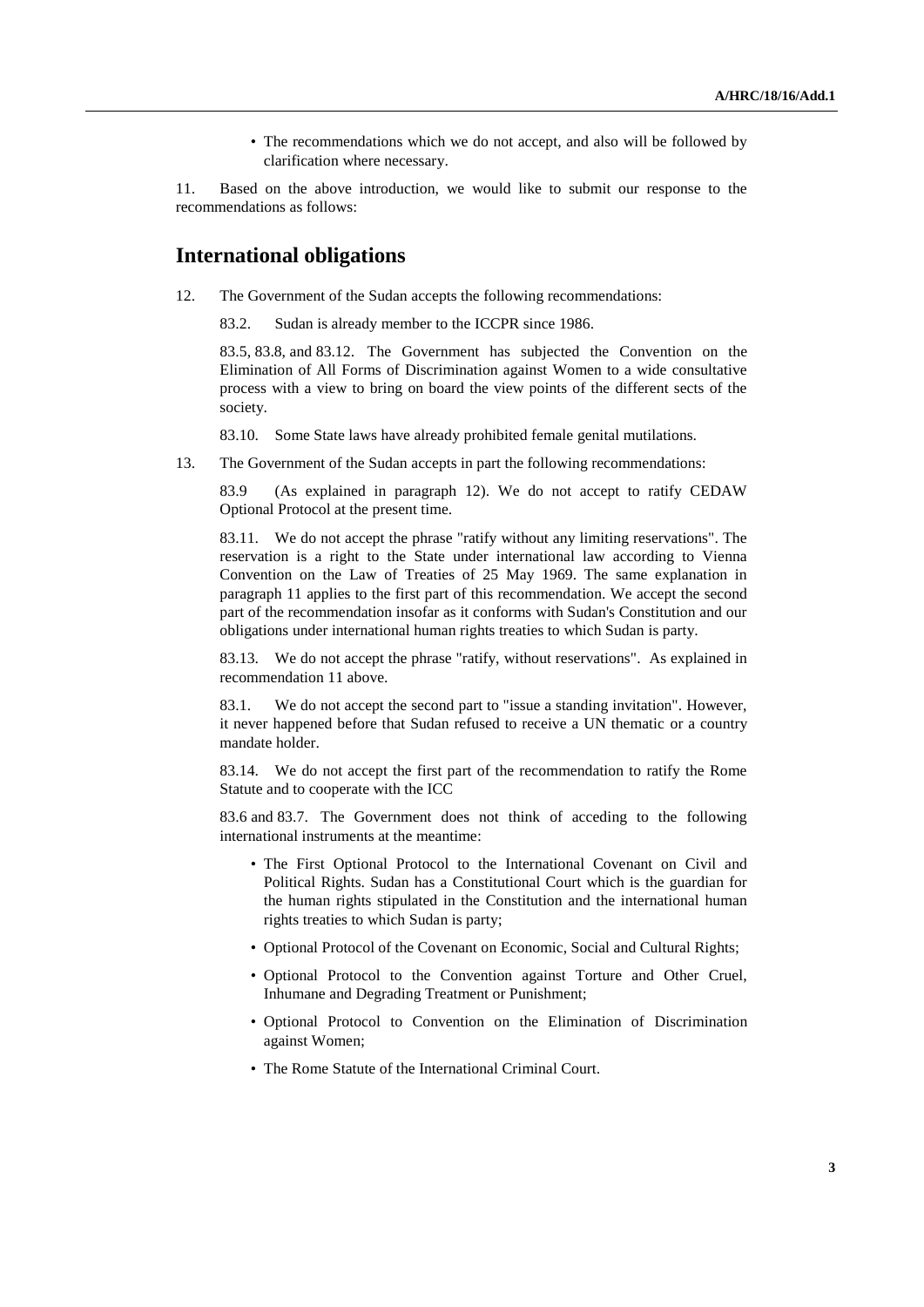- The recommendations which we do not accept, and also will be followed by clarification where necessary.

11. Based on the above introduction, we would like to submit our response to the recommendations as follows:

## International obligations

12. The Government of the Sudan accepts the following recommendations:

83.2. Sudan is already member to the ICCPR since 1986.

83.5, 83.8, and 83.12. The Government has subjected the Convention on the Elimination of All Forms of Discrimination against Women to a wide consultative process with a view to bring on board the view points of the different sects of the society.

83.10. Some State laws have already prohibited female genital mutilations.

13. The Government of the Sudan accepts in part the following recommendations:

83.9 (As explained in paragraph 12). We do not accept to ratify CEDAW Optional Protocol at the present time.

83.11. We do not accept the phrase "ratify without any limiting reservations". The reservation is a right to the State under international law according to Vienna Convention on the Law of Treaties of 25 May 1969. The same explanation in paragraph 11 applies to the first part of this recommendation. We accept the second part of the recommendation insofar as it conforms with Sudan's Constitution and our obligations under international human rights treaties to which Sudan is party.

83.13. We do not accept the phrase "ratify, without reservations". As explained in recommendation 11 above.

83.1. We do not accept the second part to "issue a standing invitation". However, it never happened before that Sudan refused to receive a UN thematic or a country mandate holder.

83.14. We do not accept the first part of the recommendation to ratify the Rome Statute and to cooperate with the ICC

83.6 and 83.7. The Government does not think of acceding to the following international instruments at the meantime:

- The First Optional Protocol to the International Covenant on Civil and Political Rights. Sudan has a Constitutional Court which is the guardian for the human rights stipulated in the Constitution and the international human rights treaties to which Sudan is party;
- Optional Protocol of the Covenant on Economic, Social and Cultural Rights;
- Optional Protocol to the Convention against Torture and Other Cruel, Inhumane and Degrading Treatment or Punishment;
- Optional Protocol to Convention on the Elimination of Discrimination against Women;
- The Rome Statute of the International Criminal Court.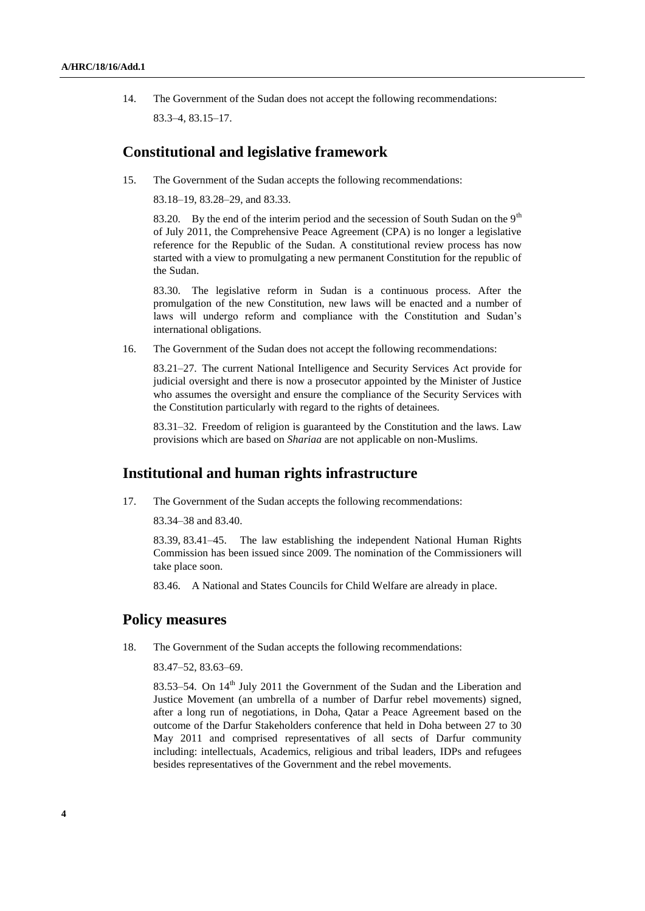14. The Government of the Sudan does not accept the following recommendations:

83.3–4, 83.15–17.

## Constitutional and legislative framework

15. The Government of the Sudan accepts the following recommendations:

83.18–19, 83.28–29, and 83.33.

83.20. By the end of the interim period and the secession of South Sudan on the 9th of July 2011, the Comprehensive Peace Agreement (CPA) is no longer a legislative reference for the Republic of the Sudan. A constitutional review process has now started with a view to promulgating a new permanent Constitution for the republic of the Sudan.

83.30. The legislative reform in Sudan is a continuous process. After the promulgation of the new Constitution, new laws will be enacted and a number of laws will undergo reform and compliance with the Constitution and Sudan's international obligations.

16. The Government of the Sudan does not accept the following recommendations:

83.21–27. The current National Intelligence and Security Services Act provide for judicial oversight and there is now a prosecutor appointed by the Minister of Justice who assumes the oversight and ensure the compliance of the Security Services with the Constitution particularly with regard to the rights of detainees.

83.31–32. Freedom of religion is guaranteed by the Constitution and the laws. Law provisions which are based on *Shariaa* are not applicable on non-Muslims.

## Institutional and human rights infrastructure

17. The Government of the Sudan accepts the following recommendations:

83.34–38 and 83.40.

83.39, 83.41–45. The law establishing the independent National Human Rights Commission has been issued since 2009. The nomination of the Commissioners will take place soon.

83.46. A National and States Councils for Child Welfare are already in place.

## Policy measures

18. The Government of the Sudan accepts the following recommendations:

83.47–52, 83.63–69.

83.53–54. On 14th July 2011 the Government of the Sudan and the Liberation and Justice Movement (an umbrella of a number of Darfur rebel movements) signed, after a long run of negotiations, in Doha, Qatar a Peace Agreement based on the outcome of the Darfur Stakeholders conference that held in Doha between 27 to 30 May 2011 and comprised representatives of all sects of Darfur community including: intellectuals, Academics, religious and tribal leaders, IDPs and refugees besides representatives of the Government and the rebel movements.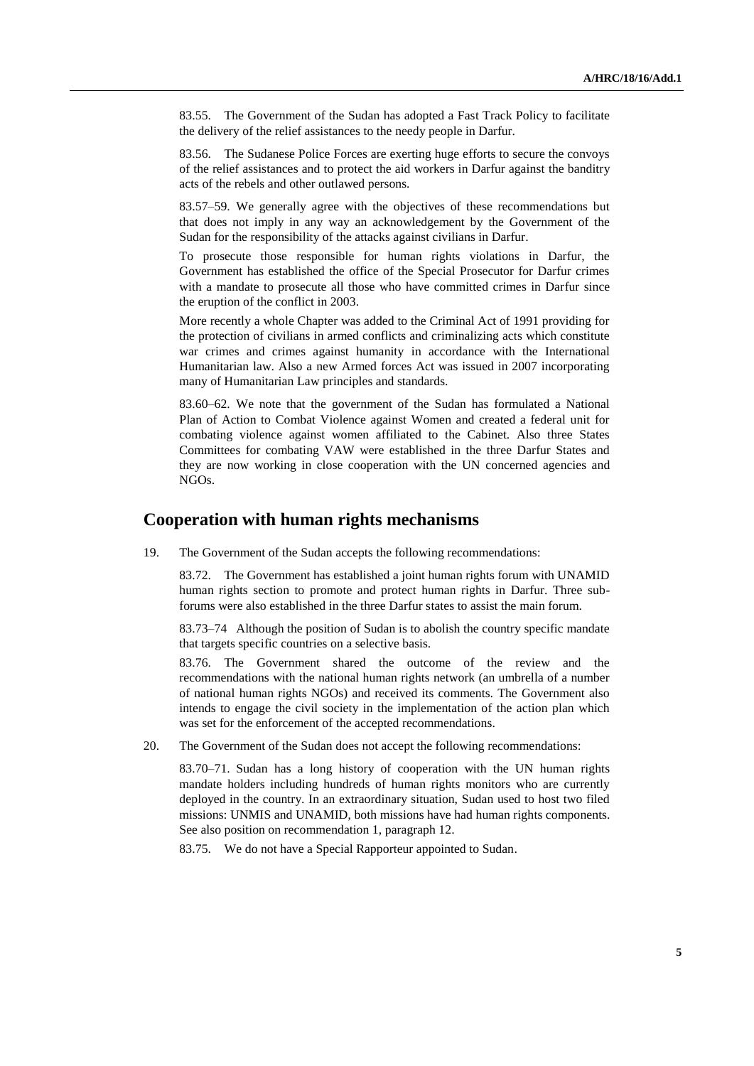83.55. The Government of the Sudan has adopted a Fast Track Policy to facilitate the delivery of the relief assistances to the needy people in Darfur.

83.56. The Sudanese Police Forces are exerting huge efforts to secure the convoys of the relief assistances and to protect the aid workers in Darfur against the banditry acts of the rebels and other outlawed persons.

83.57–59. We generally agree with the objectives of these recommendations but that does not imply in any way an acknowledgement by the Government of the Sudan for the responsibility of the attacks against civilians in Darfur.

To prosecute those responsible for human rights violations in Darfur, the Government has established the office of the Special Prosecutor for Darfur crimes with a mandate to prosecute all those who have committed crimes in Darfur since the eruption of the conflict in 2003.

More recently a whole Chapter was added to the Criminal Act of 1991 providing for the protection of civilians in armed conflicts and criminalizing acts which constitute war crimes and crimes against humanity in accordance with the International Humanitarian law. Also a new Armed forces Act was issued in 2007 incorporating many of Humanitarian Law principles and standards.

83.60–62. We note that the government of the Sudan has formulated a National Plan of Action to Combat Violence against Women and created a federal unit for combating violence against women affiliated to the Cabinet. Also three States Committees for combating VAW were established in the three Darfur States and they are now working in close cooperation with the UN concerned agencies and NGOs.

## Cooperation with human rights mechanisms

19. The Government of the Sudan accepts the following recommendations:

83.72. The Government has established a joint human rights forum with UNAMID human rights section to promote and protect human rights in Darfur. Three sub-forums were also established in the three Darfur states to assist the main forum.

83.73–74 Although the position of Sudan is to abolish the country specific mandate that targets specific countries on a selective basis.

83.76. The Government shared the outcome of the review and the recommendations with the national human rights network (an umbrella of a number of national human rights NGOs) and received its comments. The Government also intends to engage the civil society in the implementation of the action plan which was set for the enforcement of the accepted recommendations.

20. The Government of the Sudan does not accept the following recommendations:

83.70–71. Sudan has a long history of cooperation with the UN human rights mandate holders including hundreds of human rights monitors who are currently deployed in the country. In an extraordinary situation, Sudan used to host two filed missions: UNMIS and UNAMID, both missions have had human rights components. See also position on recommendation 1, paragraph 12.

83.75. We do not have a Special Rapporteur appointed to Sudan.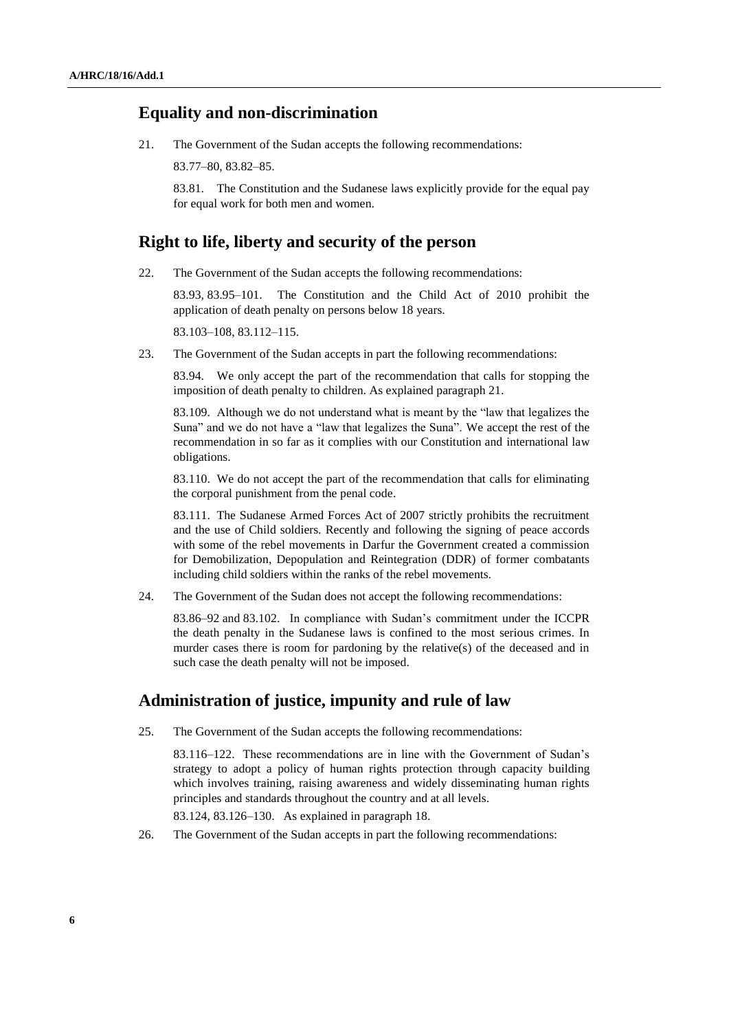## Equality and non-discrimination

21. The Government of the Sudan accepts the following recommendations:

83.77–80, 83.82–85.

83.81. The Constitution and the Sudanese laws explicitly provide for the equal pay for equal work for both men and women.

## Right to life, liberty and security of the person

22. The Government of the Sudan accepts the following recommendations:

83.93, 83.95–101. The Constitution and the Child Act of 2010 prohibit the application of death penalty on persons below 18 years.

83.103–108, 83.112–115.

23. The Government of the Sudan accepts in part the following recommendations:

83.94. We only accept the part of the recommendation that calls for stopping the imposition of death penalty to children. As explained paragraph 21.

83.109. Although we do not understand what is meant by the "law that legalizes the Suna" and we do not have a "law that legalizes the Suna". We accept the rest of the recommendation in so far as it complies with our Constitution and international law obligations.

83.110. We do not accept the part of the recommendation that calls for eliminating the corporal punishment from the penal code.

83.111. The Sudanese Armed Forces Act of 2007 strictly prohibits the recruitment and the use of Child soldiers. Recently and following the signing of peace accords with some of the rebel movements in Darfur the Government created a commission for Demobilization, Depopulation and Reintegration (DDR) of former combatants including child soldiers within the ranks of the rebel movements.

24. The Government of the Sudan does not accept the following recommendations:

83.86–92 and 83.102. In compliance with Sudan's commitment under the ICCPR the death penalty in the Sudanese laws is confined to the most serious crimes. In murder cases there is room for pardoning by the relative(s) of the deceased and in such case the death penalty will not be imposed.

## Administration of justice, impunity and rule of law

25. The Government of the Sudan accepts the following recommendations:

83.116–122. These recommendations are in line with the Government of Sudan's strategy to adopt a policy of human rights protection through capacity building which involves training, raising awareness and widely disseminating human rights principles and standards throughout the country and at all levels.

83.124, 83.126–130. As explained in paragraph 18.

26. The Government of the Sudan accepts in part the following recommendations: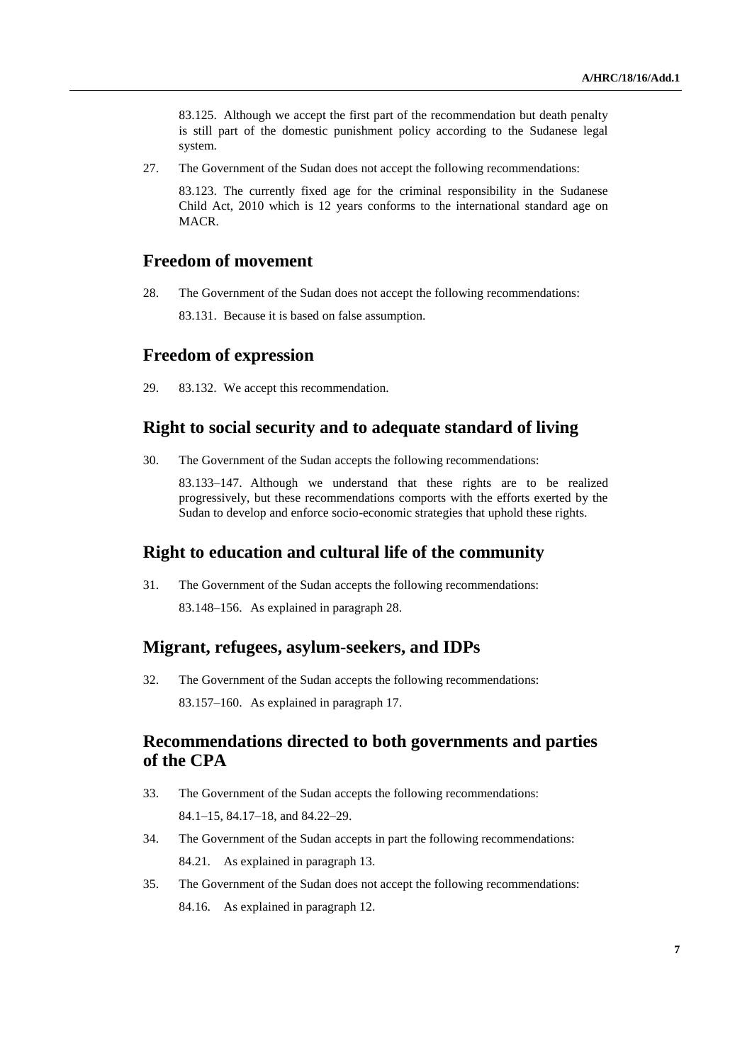83.125. Although we accept the first part of the recommendation but death penalty is still part of the domestic punishment policy according to the Sudanese legal system.

27. The Government of the Sudan does not accept the following recommendations:

 83.123. The currently fixed age for the criminal responsibility in the Sudanese Child Act, 2010 which is 12 years conforms to the international standard age on MACR.

## Freedom of movement

28. The Government of the Sudan does not accept the following recommendations:

 83.131. Because it is based on false assumption.

## Freedom of expression

29. 83.132. We accept this recommendation.

## Right to social security and to adequate standard of living

30. The Government of the Sudan accepts the following recommendations:

 83.133–147. Although we understand that these rights are to be realized progressively, but these recommendations comports with the efforts exerted by the Sudan to develop and enforce socio-economic strategies that uphold these rights.

## Right to education and cultural life of the community

31. The Government of the Sudan accepts the following recommendations:

 83.148–156. As explained in paragraph 28.

## Migrant, refugees, asylum-seekers, and IDPs

32. The Government of the Sudan accepts the following recommendations:

 83.157–160. As explained in paragraph 17.

## Recommendations directed to both governments and parties of the CPA

33. The Government of the Sudan accepts the following recommendations:

 84.1–15, 84.17–18, and 84.22–29.

34. The Government of the Sudan accepts in part the following recommendations:

 84.21. As explained in paragraph 13.

35. The Government of the Sudan does not accept the following recommendations:

 84.16. As explained in paragraph 12.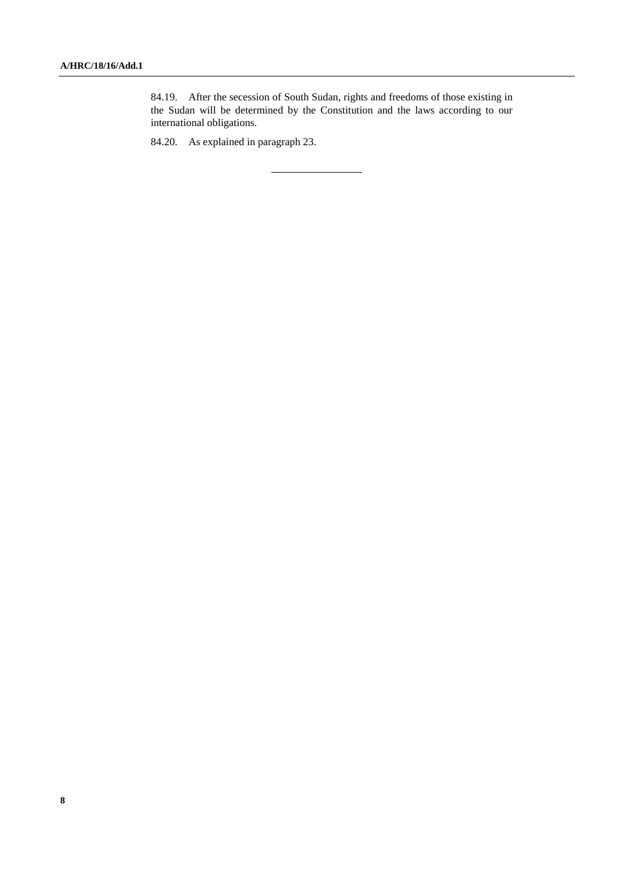84.19. After the secession of South Sudan, rights and freedoms of those existing in the Sudan will be determined by the Constitution and the laws according to our international obligations.

84.20. As explained in paragraph 23.